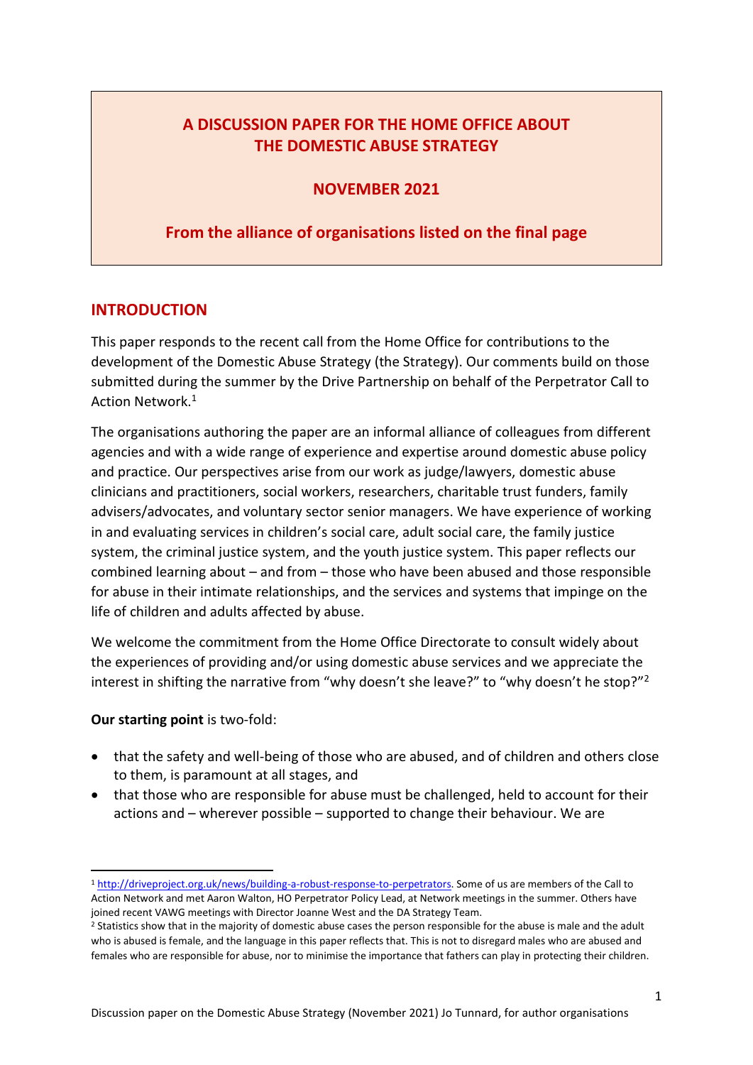# A DISCUSSION PAPER FOR THE HOME OFFICE ABOUT THE DOMESTIC ABUSE STRATEGY

**NOVEMBER 2021**

**From the alliance of organisations listed on the final page**

## INTRODUCTION

This paper responds to the recent call from the Home Office for contributions to the development of the Domestic Abuse Strategy (the Strategy). Our comments build on those submitted during the summer by the Drive Partnership on behalf of the Perpetrator Call to Action Network.[1]

The organisations authoring the paper are an informal alliance of colleagues from different agencies and with a wide range of experience and expertise around domestic abuse policy and practice. Our perspectives arise from our work as judge/lawyers, domestic abuse clinicians and practitioners, social workers, researchers, charitable trust funders, family advisers/advocates, and voluntary sector senior managers. We have experience of working in and evaluating services in children's social care, adult social care, the family justice system, the criminal justice system, and the youth justice system. This paper reflects our combined learning about – and from – those who have been abused and those responsible for abuse in their intimate relationships, and the services and systems that impinge on the life of children and adults affected by abuse.

We welcome the commitment from the Home Office Directorate to consult widely about the experiences of providing and/or using domestic abuse services and we appreciate the interest in shifting the narrative from "why doesn't she leave?" to "why doesn't he stop?"[2]

**Our starting point** is two-fold:

- that the safety and well-being of those who are abused, and of children and others close to them, is paramount at all stages, and
- that those who are responsible for abuse must be challenged, held to account for their actions and – wherever possible – supported to change their behaviour. We are

---

[1] http://driveproject.org.uk/news/building-a-robust-response-to-perpetrators. Some of us are members of the Call to Action Network and met Aaron Walton, HO Perpetrator Policy Lead, at Network meetings in the summer. Others have joined recent VAWG meetings with Director Joanne West and the DA Strategy Team.

[2] Statistics show that in the majority of domestic abuse cases the person responsible for the abuse is male and the adult who is abused is female, and the language in this paper reflects that. This is not to disregard males who are abused and females who are responsible for abuse, nor to minimise the importance that fathers can play in protecting their children.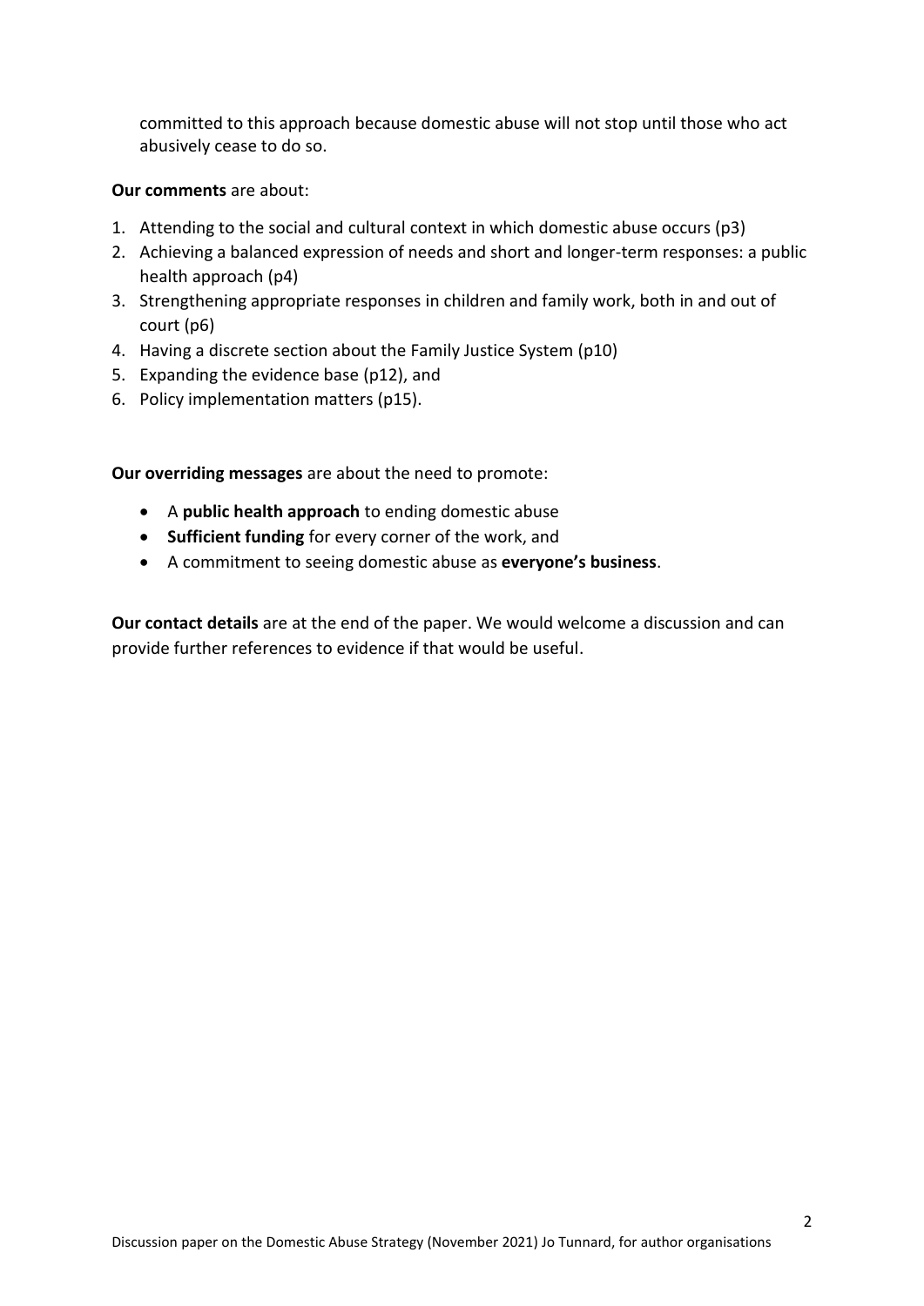committed to this approach because domestic abuse will not stop until those who act abusively cease to do so.

**Our comments** are about:

1. Attending to the social and cultural context in which domestic abuse occurs (p3)
2. Achieving a balanced expression of needs and short and longer-term responses: a public health approach (p4)
3. Strengthening appropriate responses in children and family work, both in and out of court (p6)
4. Having a discrete section about the Family Justice System (p10)
5. Expanding the evidence base (p12), and
6. Policy implementation matters (p15).

**Our overriding messages** are about the need to promote:

- A **public health approach** to ending domestic abuse
- **Sufficient funding** for every corner of the work, and
- A commitment to seeing domestic abuse as **everyone's business**.

**Our contact details** are at the end of the paper. We would welcome a discussion and can provide further references to evidence if that would be useful.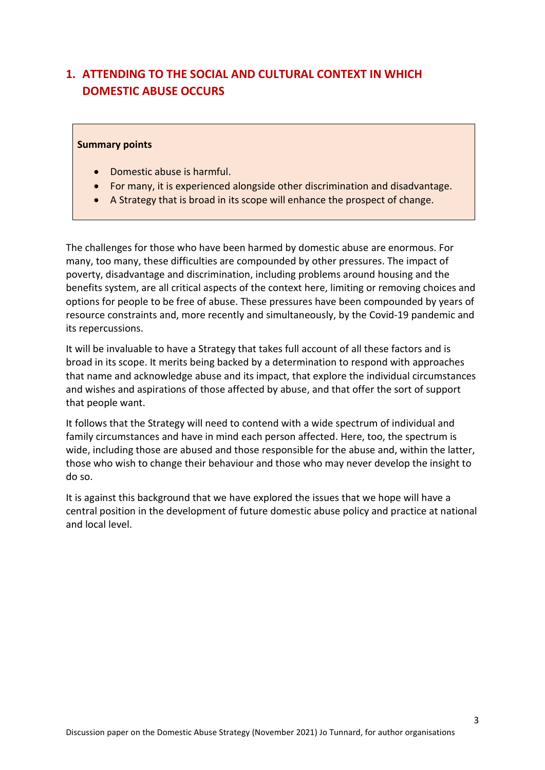## 1. ATTENDING TO THE SOCIAL AND CULTURAL CONTEXT IN WHICH DOMESTIC ABUSE OCCURS

**Summary points**

- Domestic abuse is harmful.
- For many, it is experienced alongside other discrimination and disadvantage.
- A Strategy that is broad in its scope will enhance the prospect of change.

The challenges for those who have been harmed by domestic abuse are enormous. For many, too many, these difficulties are compounded by other pressures. The impact of poverty, disadvantage and discrimination, including problems around housing and the benefits system, are all critical aspects of the context here, limiting or removing choices and options for people to be free of abuse. These pressures have been compounded by years of resource constraints and, more recently and simultaneously, by the Covid-19 pandemic and its repercussions.

It will be invaluable to have a Strategy that takes full account of all these factors and is broad in its scope. It merits being backed by a determination to respond with approaches that name and acknowledge abuse and its impact, that explore the individual circumstances and wishes and aspirations of those affected by abuse, and that offer the sort of support that people want.

It follows that the Strategy will need to contend with a wide spectrum of individual and family circumstances and have in mind each person affected. Here, too, the spectrum is wide, including those are abused and those responsible for the abuse and, within the latter, those who wish to change their behaviour and those who may never develop the insight to do so.

It is against this background that we have explored the issues that we hope will have a central position in the development of future domestic abuse policy and practice at national and local level.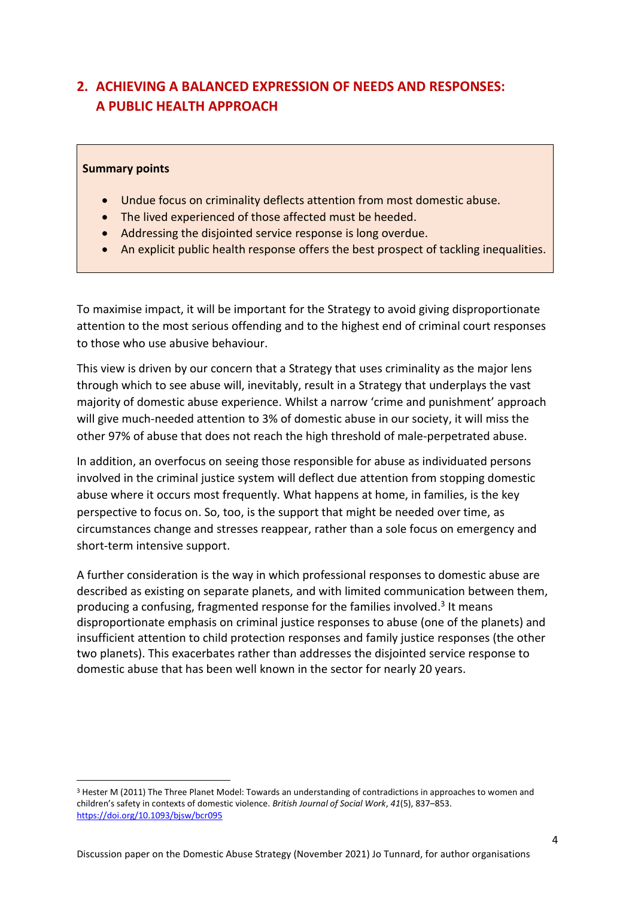## 2. ACHIEVING A BALANCED EXPRESSION OF NEEDS AND RESPONSES: A PUBLIC HEALTH APPROACH

**Summary points**

- Undue focus on criminality deflects attention from most domestic abuse.
- The lived experienced of those affected must be heeded.
- Addressing the disjointed service response is long overdue.
- An explicit public health response offers the best prospect of tackling inequalities.

To maximise impact, it will be important for the Strategy to avoid giving disproportionate attention to the most serious offending and to the highest end of criminal court responses to those who use abusive behaviour.

This view is driven by our concern that a Strategy that uses criminality as the major lens through which to see abuse will, inevitably, result in a Strategy that underplays the vast majority of domestic abuse experience. Whilst a narrow 'crime and punishment' approach will give much-needed attention to 3% of domestic abuse in our society, it will miss the other 97% of abuse that does not reach the high threshold of male-perpetrated abuse.

In addition, an overfocus on seeing those responsible for abuse as individuated persons involved in the criminal justice system will deflect due attention from stopping domestic abuse where it occurs most frequently. What happens at home, in families, is the key perspective to focus on. So, too, is the support that might be needed over time, as circumstances change and stresses reappear, rather than a sole focus on emergency and short-term intensive support.

A further consideration is the way in which professional responses to domestic abuse are described as existing on separate planets, and with limited communication between them, producing a confusing, fragmented response for the families involved.[3] It means disproportionate emphasis on criminal justice responses to abuse (one of the planets) and insufficient attention to child protection responses and family justice responses (the other two planets). This exacerbates rather than addresses the disjointed service response to domestic abuse that has been well known in the sector for nearly 20 years.

[3] Hester M (2011) The Three Planet Model: Towards an understanding of contradictions in approaches to women and children's safety in contexts of domestic violence. *British Journal of Social Work*, *41*(5), 837–853. https://doi.org/10.1093/bjsw/bcr095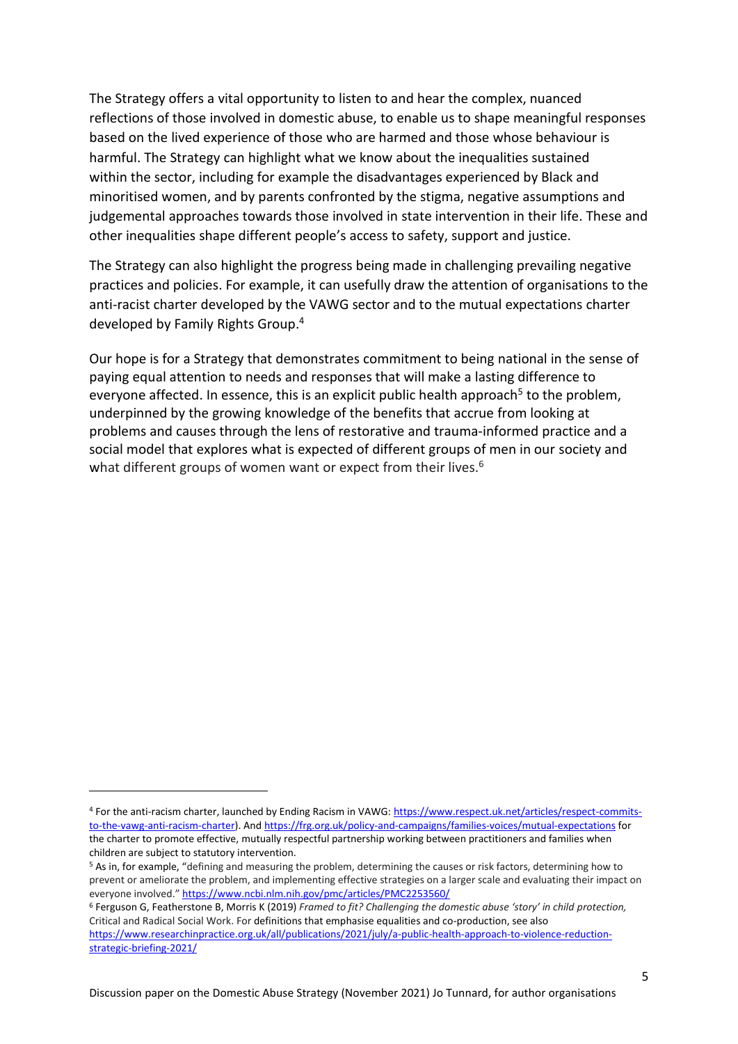The Strategy offers a vital opportunity to listen to and hear the complex, nuanced reflections of those involved in domestic abuse, to enable us to shape meaningful responses based on the lived experience of those who are harmed and those whose behaviour is harmful. The Strategy can highlight what we know about the inequalities sustained within the sector, including for example the disadvantages experienced by Black and minoritised women, and by parents confronted by the stigma, negative assumptions and judgemental approaches towards those involved in state intervention in their life. These and other inequalities shape different people's access to safety, support and justice.

The Strategy can also highlight the progress being made in challenging prevailing negative practices and policies. For example, it can usefully draw the attention of organisations to the anti-racist charter developed by the VAWG sector and to the mutual expectations charter developed by Family Rights Group.[4]

Our hope is for a Strategy that demonstrates commitment to being national in the sense of paying equal attention to needs and responses that will make a lasting difference to everyone affected. In essence, this is an explicit public health approach[5] to the problem, underpinned by the growing knowledge of the benefits that accrue from looking at problems and causes through the lens of restorative and trauma-informed practice and a social model that explores what is expected of different groups of men in our society and what different groups of women want or expect from their lives.[6]

---

[4] For the anti-racism charter, launched by Ending Racism in VAWG: https://www.respect.uk.net/articles/respect-commits-to-the-vawg-anti-racism-charter). And https://frg.org.uk/policy-and-campaigns/families-voices/mutual-expectations for the charter to promote effective, mutually respectful partnership working between practitioners and families when children are subject to statutory intervention.

[5] As in, for example, "defining and measuring the problem, determining the causes or risk factors, determining how to prevent or ameliorate the problem, and implementing effective strategies on a larger scale and evaluating their impact on everyone involved." https://www.ncbi.nlm.nih.gov/pmc/articles/PMC2253560/

[6] Ferguson G, Featherstone B, Morris K (2019) *Framed to fit? Challenging the domestic abuse 'story' in child protection,* Critical and Radical Social Work. For definitions that emphasise equalities and co-production, see also https://www.researchinpractice.org.uk/all/publications/2021/july/a-public-health-approach-to-violence-reduction-strategic-briefing-2021/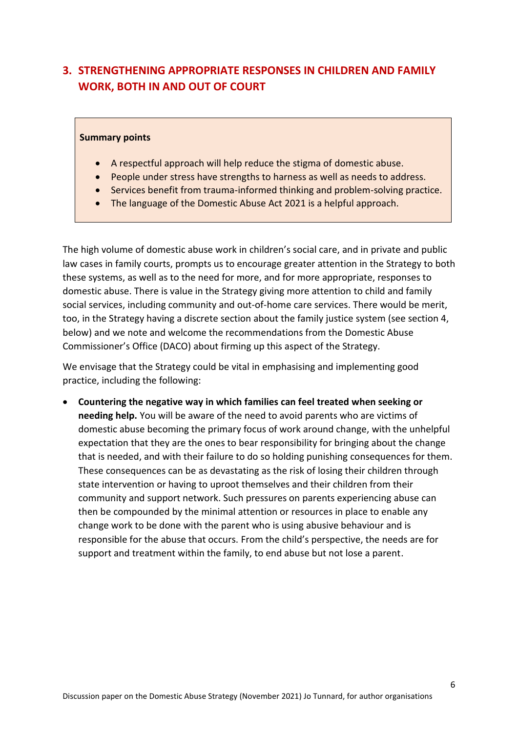## 3. STRENGTHENING APPROPRIATE RESPONSES IN CHILDREN AND FAMILY WORK, BOTH IN AND OUT OF COURT

**Summary points**

- A respectful approach will help reduce the stigma of domestic abuse.
- People under stress have strengths to harness as well as needs to address.
- Services benefit from trauma-informed thinking and problem-solving practice.
- The language of the Domestic Abuse Act 2021 is a helpful approach.

The high volume of domestic abuse work in children's social care, and in private and public law cases in family courts, prompts us to encourage greater attention in the Strategy to both these systems, as well as to the need for more, and for more appropriate, responses to domestic abuse. There is value in the Strategy giving more attention to child and family social services, including community and out-of-home care services. There would be merit, too, in the Strategy having a discrete section about the family justice system (see section 4, below) and we note and welcome the recommendations from the Domestic Abuse Commissioner's Office (DACO) about firming up this aspect of the Strategy.

We envisage that the Strategy could be vital in emphasising and implementing good practice, including the following:

- **Countering the negative way in which families can feel treated when seeking or needing help.** You will be aware of the need to avoid parents who are victims of domestic abuse becoming the primary focus of work around change, with the unhelpful expectation that they are the ones to bear responsibility for bringing about the change that is needed, and with their failure to do so holding punishing consequences for them. These consequences can be as devastating as the risk of losing their children through state intervention or having to uproot themselves and their children from their community and support network. Such pressures on parents experiencing abuse can then be compounded by the minimal attention or resources in place to enable any change work to be done with the parent who is using abusive behaviour and is responsible for the abuse that occurs. From the child's perspective, the needs are for support and treatment within the family, to end abuse but not lose a parent.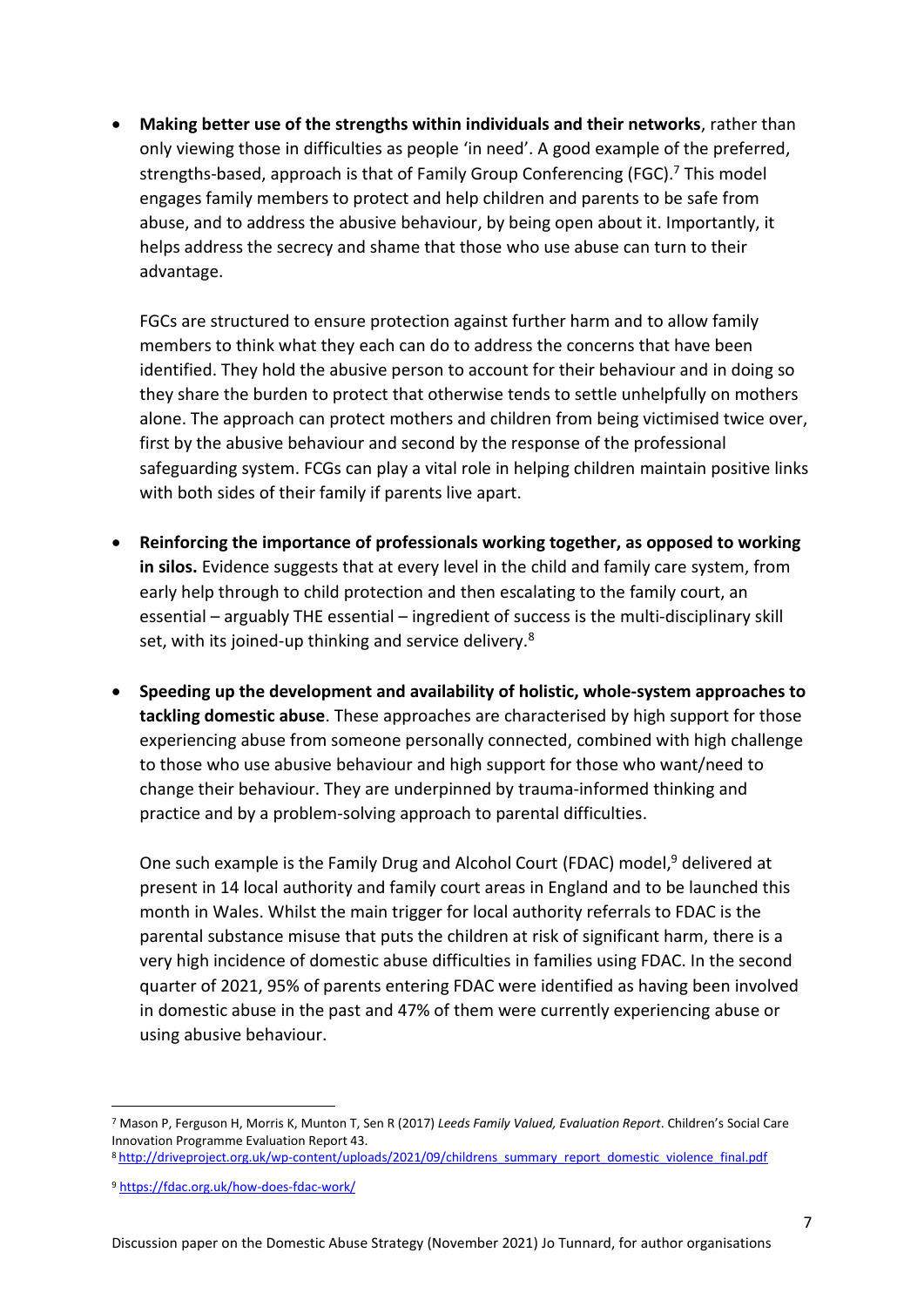- **Making better use of the strengths within individuals and their networks**, rather than only viewing those in difficulties as people 'in need'. A good example of the preferred, strengths-based, approach is that of Family Group Conferencing (FGC).[7] This model engages family members to protect and help children and parents to be safe from abuse, and to address the abusive behaviour, by being open about it. Importantly, it helps address the secrecy and shame that those who use abuse can turn to their advantage.

  FGCs are structured to ensure protection against further harm and to allow family members to think what they each can do to address the concerns that have been identified. They hold the abusive person to account for their behaviour and in doing so they share the burden to protect that otherwise tends to settle unhelpfully on mothers alone. The approach can protect mothers and children from being victimised twice over, first by the abusive behaviour and second by the response of the professional safeguarding system. FCGs can play a vital role in helping children maintain positive links with both sides of their family if parents live apart.

- **Reinforcing the importance of professionals working together, as opposed to working in silos.** Evidence suggests that at every level in the child and family care system, from early help through to child protection and then escalating to the family court, an essential – arguably THE essential – ingredient of success is the multi-disciplinary skill set, with its joined-up thinking and service delivery.[8]

- **Speeding up the development and availability of holistic, whole-system approaches to tackling domestic abuse**. These approaches are characterised by high support for those experiencing abuse from someone personally connected, combined with high challenge to those who use abusive behaviour and high support for those who want/need to change their behaviour. They are underpinned by trauma-informed thinking and practice and by a problem-solving approach to parental difficulties.

  One such example is the Family Drug and Alcohol Court (FDAC) model,[9] delivered at present in 14 local authority and family court areas in England and to be launched this month in Wales. Whilst the main trigger for local authority referrals to FDAC is the parental substance misuse that puts the children at risk of significant harm, there is a very high incidence of domestic abuse difficulties in families using FDAC. In the second quarter of 2021, 95% of parents entering FDAC were identified as having been involved in domestic abuse in the past and 47% of them were currently experiencing abuse or using abusive behaviour.

---

[7] Mason P, Ferguson H, Morris K, Munton T, Sen R (2017) *Leeds Family Valued, Evaluation Report*. Children's Social Care Innovation Programme Evaluation Report 43.

[8] http://driveproject.org.uk/wp-content/uploads/2021/09/childrens_summary_report_domestic_violence_final.pdf

[9] https://fdac.org.uk/how-does-fdac-work/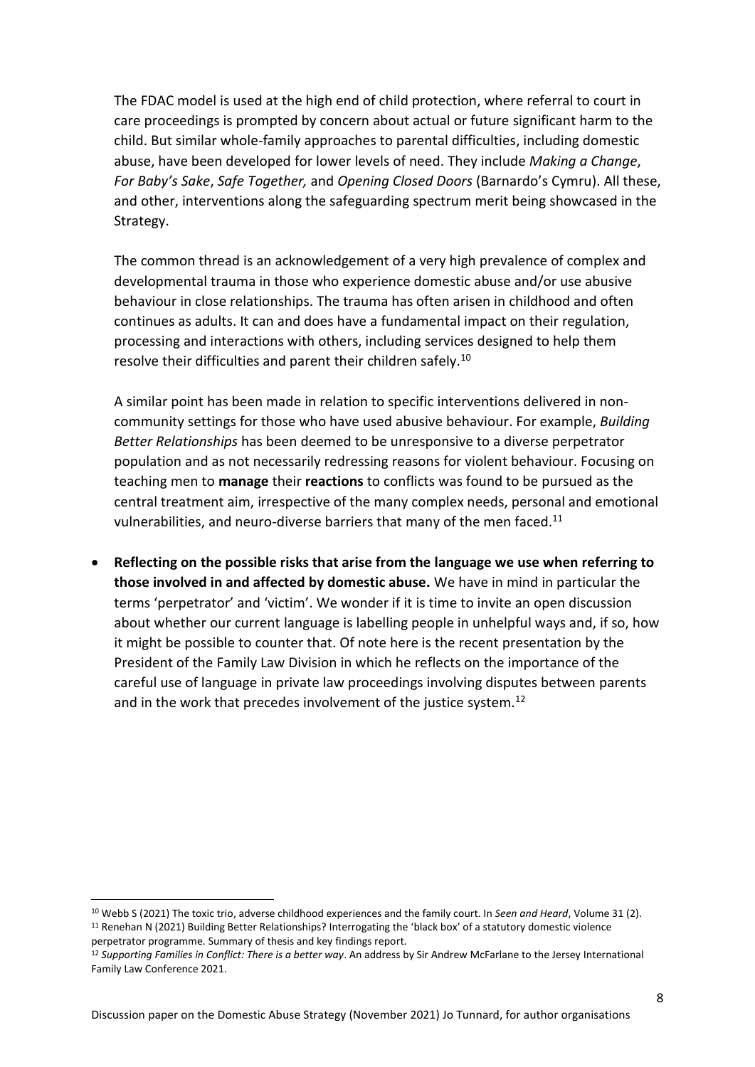The FDAC model is used at the high end of child protection, where referral to court in care proceedings is prompted by concern about actual or future significant harm to the child. But similar whole-family approaches to parental difficulties, including domestic abuse, have been developed for lower levels of need. They include *Making a Change*, *For Baby's Sake*, *Safe Together,* and *Opening Closed Doors* (Barnardo's Cymru). All these, and other, interventions along the safeguarding spectrum merit being showcased in the Strategy.

The common thread is an acknowledgement of a very high prevalence of complex and developmental trauma in those who experience domestic abuse and/or use abusive behaviour in close relationships. The trauma has often arisen in childhood and often continues as adults. It can and does have a fundamental impact on their regulation, processing and interactions with others, including services designed to help them resolve their difficulties and parent their children safely.[10]

A similar point has been made in relation to specific interventions delivered in non-community settings for those who have used abusive behaviour. For example, *Building Better Relationships* has been deemed to be unresponsive to a diverse perpetrator population and as not necessarily redressing reasons for violent behaviour. Focusing on teaching men to **manage** their **reactions** to conflicts was found to be pursued as the central treatment aim, irrespective of the many complex needs, personal and emotional vulnerabilities, and neuro-diverse barriers that many of the men faced.[11]

- **Reflecting on the possible risks that arise from the language we use when referring to those involved in and affected by domestic abuse.** We have in mind in particular the terms 'perpetrator' and 'victim'. We wonder if it is time to invite an open discussion about whether our current language is labelling people in unhelpful ways and, if so, how it might be possible to counter that. Of note here is the recent presentation by the President of the Family Law Division in which he reflects on the importance of the careful use of language in private law proceedings involving disputes between parents and in the work that precedes involvement of the justice system.[12]

---

[10] Webb S (2021) The toxic trio, adverse childhood experiences and the family court. In *Seen and Heard*, Volume 31 (2).

[11] Renehan N (2021) Building Better Relationships? Interrogating the 'black box' of a statutory domestic violence perpetrator programme. Summary of thesis and key findings report.

[12] *Supporting Families in Conflict: There is a better way*. An address by Sir Andrew McFarlane to the Jersey International Family Law Conference 2021.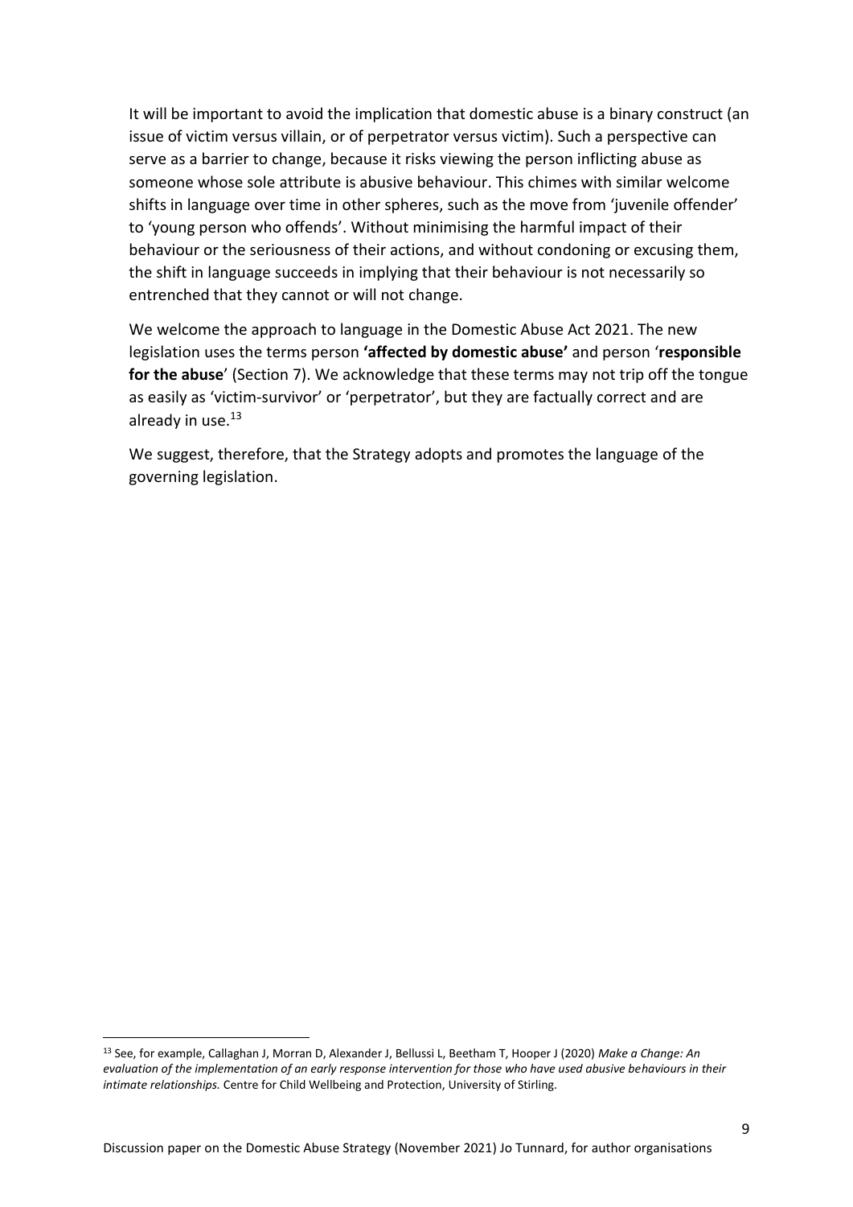It will be important to avoid the implication that domestic abuse is a binary construct (an issue of victim versus villain, or of perpetrator versus victim). Such a perspective can serve as a barrier to change, because it risks viewing the person inflicting abuse as someone whose sole attribute is abusive behaviour. This chimes with similar welcome shifts in language over time in other spheres, such as the move from 'juvenile offender' to 'young person who offends'. Without minimising the harmful impact of their behaviour or the seriousness of their actions, and without condoning or excusing them, the shift in language succeeds in implying that their behaviour is not necessarily so entrenched that they cannot or will not change.

We welcome the approach to language in the Domestic Abuse Act 2021. The new legislation uses the terms person **'affected by domestic abuse'** and person '**responsible for the abuse**' (Section 7). We acknowledge that these terms may not trip off the tongue as easily as 'victim-survivor' or 'perpetrator', but they are factually correct and are already in use.[13]

We suggest, therefore, that the Strategy adopts and promotes the language of the governing legislation.

---

[13] See, for example, Callaghan J, Morran D, Alexander J, Bellussi L, Beetham T, Hooper J (2020) *Make a Change: An evaluation of the implementation of an early response intervention for those who have used abusive behaviours in their intimate relationships.* Centre for Child Wellbeing and Protection, University of Stirling.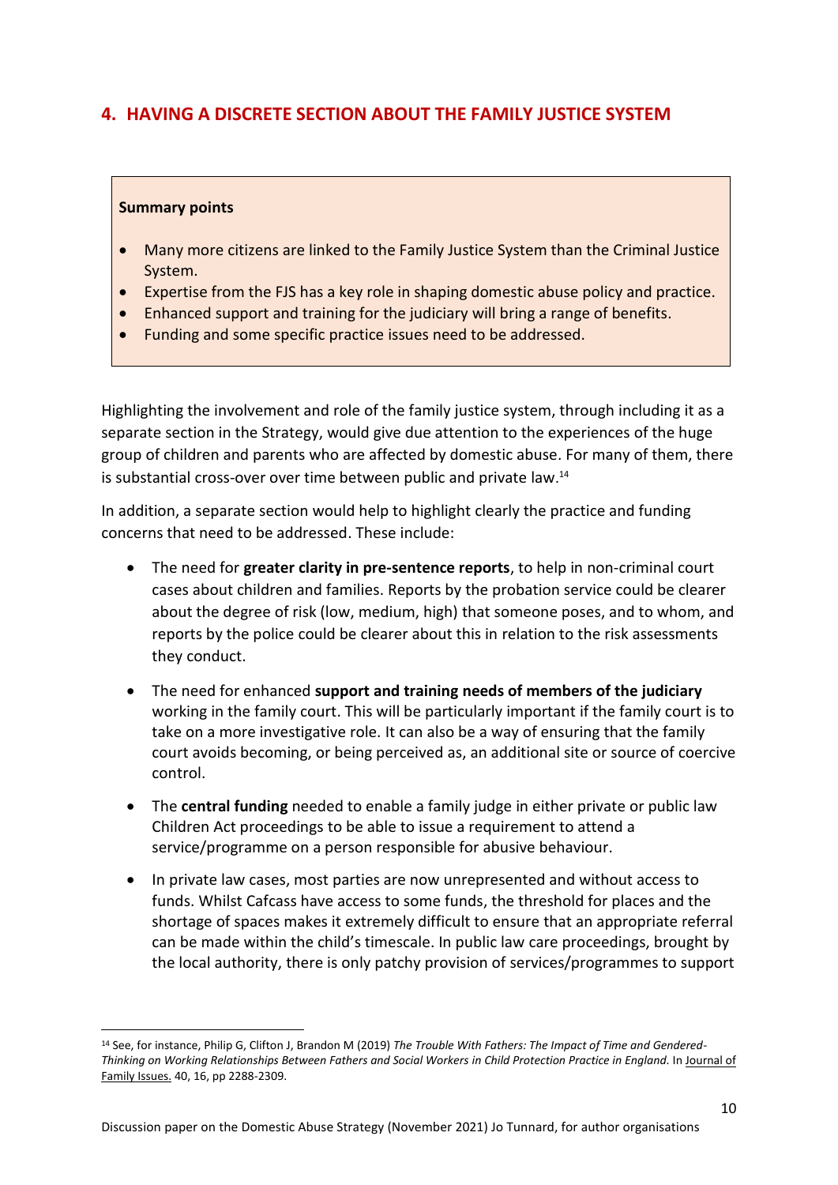## 4. HAVING A DISCRETE SECTION ABOUT THE FAMILY JUSTICE SYSTEM

**Summary points**

- Many more citizens are linked to the Family Justice System than the Criminal Justice System.
- Expertise from the FJS has a key role in shaping domestic abuse policy and practice.
- Enhanced support and training for the judiciary will bring a range of benefits.
- Funding and some specific practice issues need to be addressed.

Highlighting the involvement and role of the family justice system, through including it as a separate section in the Strategy, would give due attention to the experiences of the huge group of children and parents who are affected by domestic abuse. For many of them, there is substantial cross-over over time between public and private law.[14]

In addition, a separate section would help to highlight clearly the practice and funding concerns that need to be addressed. These include:

- The need for **greater clarity in pre-sentence reports**, to help in non-criminal court cases about children and families. Reports by the probation service could be clearer about the degree of risk (low, medium, high) that someone poses, and to whom, and reports by the police could be clearer about this in relation to the risk assessments they conduct.

- The need for enhanced **support and training needs of members of the judiciary** working in the family court. This will be particularly important if the family court is to take on a more investigative role. It can also be a way of ensuring that the family court avoids becoming, or being perceived as, an additional site or source of coercive control.

- The **central funding** needed to enable a family judge in either private or public law Children Act proceedings to be able to issue a requirement to attend a service/programme on a person responsible for abusive behaviour.

- In private law cases, most parties are now unrepresented and without access to funds. Whilst Cafcass have access to some funds, the threshold for places and the shortage of spaces makes it extremely difficult to ensure that an appropriate referral can be made within the child's timescale. In public law care proceedings, brought by the local authority, there is only patchy provision of services/programmes to support

---

[14] See, for instance, Philip G, Clifton J, Brandon M (2019) *The Trouble With Fathers: The Impact of Time and Gendered-Thinking on Working Relationships Between Fathers and Social Workers in Child Protection Practice in England.* In Journal of Family Issues. 40, 16, pp 2288-2309.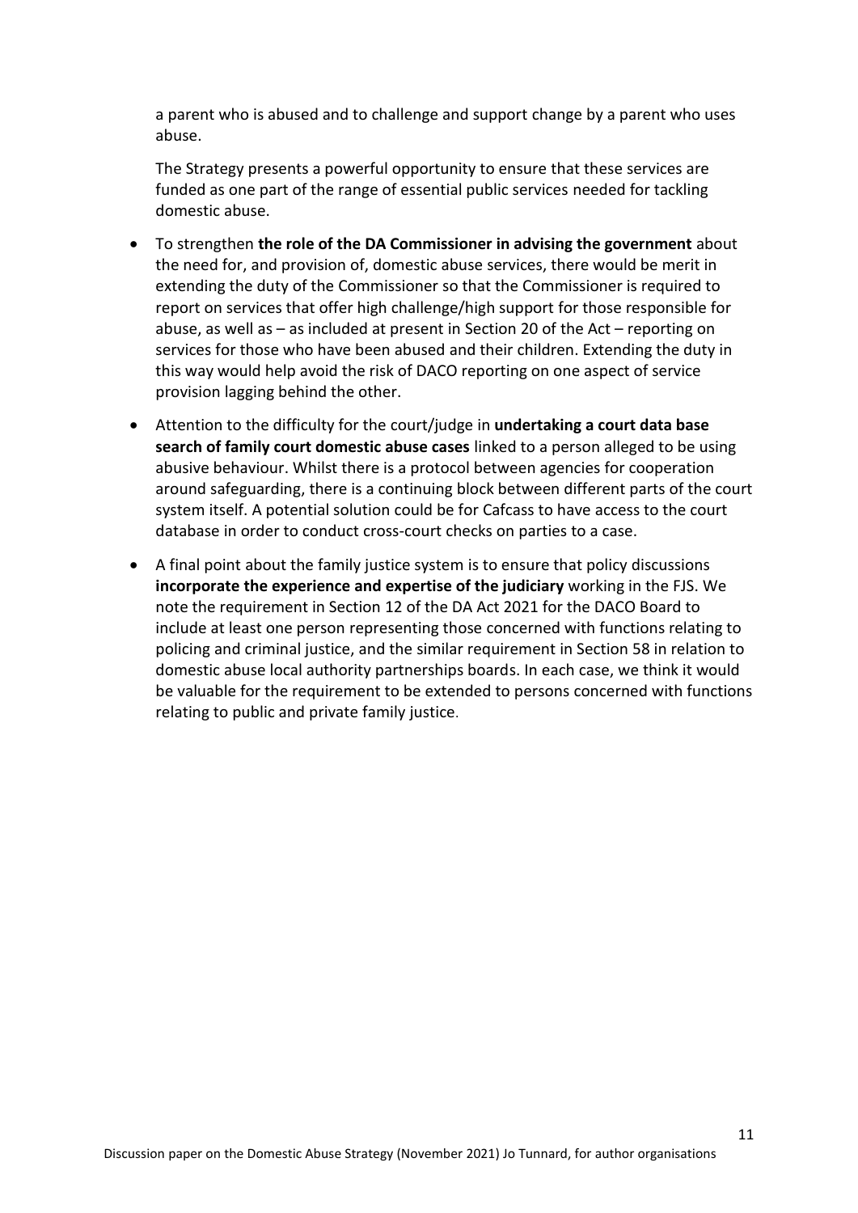a parent who is abused and to challenge and support change by a parent who uses abuse.

The Strategy presents a powerful opportunity to ensure that these services are funded as one part of the range of essential public services needed for tackling domestic abuse.

- To strengthen **the role of the DA Commissioner in advising the government** about the need for, and provision of, domestic abuse services, there would be merit in extending the duty of the Commissioner so that the Commissioner is required to report on services that offer high challenge/high support for those responsible for abuse, as well as – as included at present in Section 20 of the Act – reporting on services for those who have been abused and their children. Extending the duty in this way would help avoid the risk of DACO reporting on one aspect of service provision lagging behind the other.
- Attention to the difficulty for the court/judge in **undertaking a court data base search of family court domestic abuse cases** linked to a person alleged to be using abusive behaviour. Whilst there is a protocol between agencies for cooperation around safeguarding, there is a continuing block between different parts of the court system itself. A potential solution could be for Cafcass to have access to the court database in order to conduct cross-court checks on parties to a case.
- A final point about the family justice system is to ensure that policy discussions **incorporate the experience and expertise of the judiciary** working in the FJS. We note the requirement in Section 12 of the DA Act 2021 for the DACO Board to include at least one person representing those concerned with functions relating to policing and criminal justice, and the similar requirement in Section 58 in relation to domestic abuse local authority partnerships boards. In each case, we think it would be valuable for the requirement to be extended to persons concerned with functions relating to public and private family justice.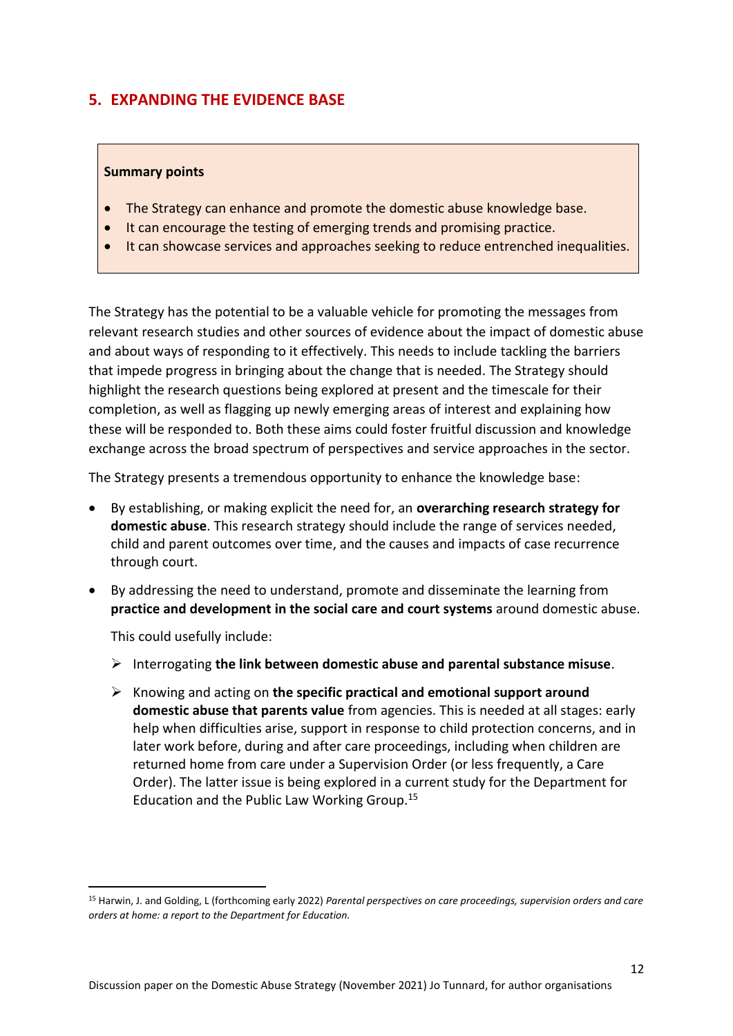## 5. EXPANDING THE EVIDENCE BASE

**Summary points**

- The Strategy can enhance and promote the domestic abuse knowledge base.
- It can encourage the testing of emerging trends and promising practice.
- It can showcase services and approaches seeking to reduce entrenched inequalities.

The Strategy has the potential to be a valuable vehicle for promoting the messages from relevant research studies and other sources of evidence about the impact of domestic abuse and about ways of responding to it effectively. This needs to include tackling the barriers that impede progress in bringing about the change that is needed. The Strategy should highlight the research questions being explored at present and the timescale for their completion, as well as flagging up newly emerging areas of interest and explaining how these will be responded to. Both these aims could foster fruitful discussion and knowledge exchange across the broad spectrum of perspectives and service approaches in the sector.

The Strategy presents a tremendous opportunity to enhance the knowledge base:

- By establishing, or making explicit the need for, an **overarching research strategy for domestic abuse**. This research strategy should include the range of services needed, child and parent outcomes over time, and the causes and impacts of case recurrence through court.
- By addressing the need to understand, promote and disseminate the learning from **practice and development in the social care and court systems** around domestic abuse.

  This could usefully include:

  - Interrogating **the link between domestic abuse and parental substance misuse**.
  - Knowing and acting on **the specific practical and emotional support around domestic abuse that parents value** from agencies. This is needed at all stages: early help when difficulties arise, support in response to child protection concerns, and in later work before, during and after care proceedings, including when children are returned home from care under a Supervision Order (or less frequently, a Care Order). The latter issue is being explored in a current study for the Department for Education and the Public Law Working Group.[15]

[15] Harwin, J. and Golding, L (forthcoming early 2022) *Parental perspectives on care proceedings, supervision orders and care orders at home: a report to the Department for Education.*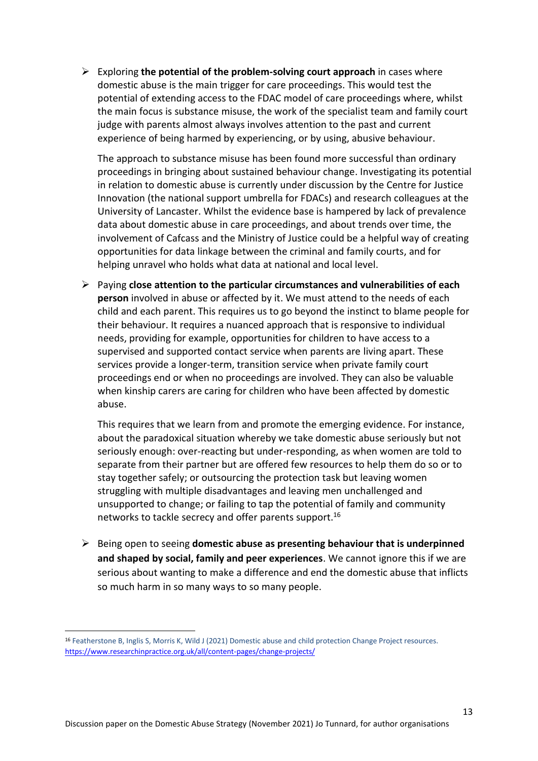- Exploring **the potential of the problem-solving court approach** in cases where domestic abuse is the main trigger for care proceedings. This would test the potential of extending access to the FDAC model of care proceedings where, whilst the main focus is substance misuse, the work of the specialist team and family court judge with parents almost always involves attention to the past and current experience of being harmed by experiencing, or by using, abusive behaviour.

  The approach to substance misuse has been found more successful than ordinary proceedings in bringing about sustained behaviour change. Investigating its potential in relation to domestic abuse is currently under discussion by the Centre for Justice Innovation (the national support umbrella for FDACs) and research colleagues at the University of Lancaster. Whilst the evidence base is hampered by lack of prevalence data about domestic abuse in care proceedings, and about trends over time, the involvement of Cafcass and the Ministry of Justice could be a helpful way of creating opportunities for data linkage between the criminal and family courts, and for helping unravel who holds what data at national and local level.

- Paying **close attention to the particular circumstances and vulnerabilities of each person** involved in abuse or affected by it. We must attend to the needs of each child and each parent. This requires us to go beyond the instinct to blame people for their behaviour. It requires a nuanced approach that is responsive to individual needs, providing for example, opportunities for children to have access to a supervised and supported contact service when parents are living apart. These services provide a longer-term, transition service when private family court proceedings end or when no proceedings are involved. They can also be valuable when kinship carers are caring for children who have been affected by domestic abuse.

  This requires that we learn from and promote the emerging evidence. For instance, about the paradoxical situation whereby we take domestic abuse seriously but not seriously enough: over-reacting but under-responding, as when women are told to separate from their partner but are offered few resources to help them do so or to stay together safely; or outsourcing the protection task but leaving women struggling with multiple disadvantages and leaving men unchallenged and unsupported to change; or failing to tap the potential of family and community networks to tackle secrecy and offer parents support.[16]

- Being open to seeing **domestic abuse as presenting behaviour that is underpinned and shaped by social, family and peer experiences**. We cannot ignore this if we are serious about wanting to make a difference and end the domestic abuse that inflicts so much harm in so many ways to so many people.

---

[16] Featherstone B, Inglis S, Morris K, Wild J (2021) Domestic abuse and child protection Change Project resources. https://www.researchinpractice.org.uk/all/content-pages/change-projects/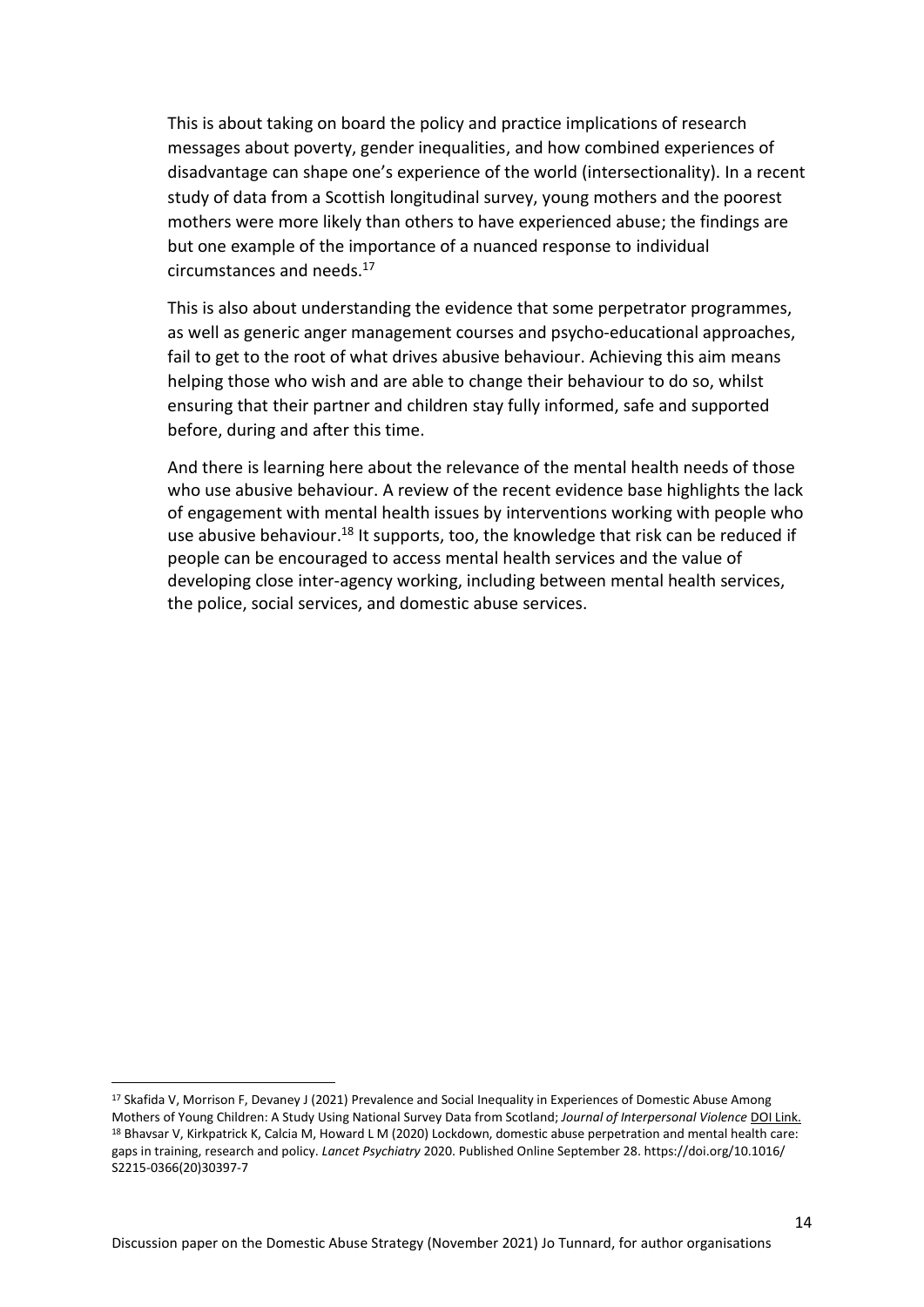This is about taking on board the policy and practice implications of research messages about poverty, gender inequalities, and how combined experiences of disadvantage can shape one's experience of the world (intersectionality). In a recent study of data from a Scottish longitudinal survey, young mothers and the poorest mothers were more likely than others to have experienced abuse; the findings are but one example of the importance of a nuanced response to individual circumstances and needs.[17]

This is also about understanding the evidence that some perpetrator programmes, as well as generic anger management courses and psycho-educational approaches, fail to get to the root of what drives abusive behaviour. Achieving this aim means helping those who wish and are able to change their behaviour to do so, whilst ensuring that their partner and children stay fully informed, safe and supported before, during and after this time.

And there is learning here about the relevance of the mental health needs of those who use abusive behaviour. A review of the recent evidence base highlights the lack of engagement with mental health issues by interventions working with people who use abusive behaviour.[18] It supports, too, the knowledge that risk can be reduced if people can be encouraged to access mental health services and the value of developing close inter-agency working, including between mental health services, the police, social services, and domestic abuse services.

---

[17] Skafida V, Morrison F, Devaney J (2021) Prevalence and Social Inequality in Experiences of Domestic Abuse Among Mothers of Young Children: A Study Using National Survey Data from Scotland; *Journal of Interpersonal Violence* DOI Link.

[18] Bhavsar V, Kirkpatrick K, Calcia M, Howard L M (2020) Lockdown, domestic abuse perpetration and mental health care: gaps in training, research and policy. *Lancet Psychiatry* 2020. Published Online September 28. https://doi.org/10.1016/S2215-0366(20)30397-7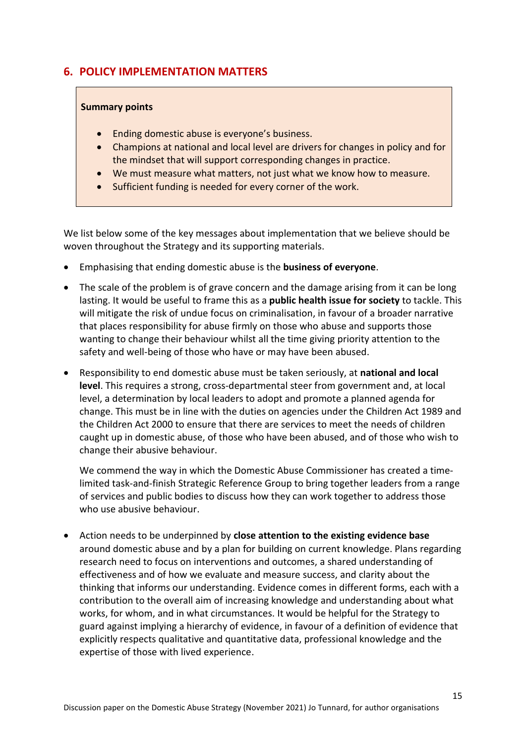## 6. POLICY IMPLEMENTATION MATTERS

**Summary points**

- Ending domestic abuse is everyone's business.
- Champions at national and local level are drivers for changes in policy and for the mindset that will support corresponding changes in practice.
- We must measure what matters, not just what we know how to measure.
- Sufficient funding is needed for every corner of the work.

We list below some of the key messages about implementation that we believe should be woven throughout the Strategy and its supporting materials.

- Emphasising that ending domestic abuse is the **business of everyone**.
- The scale of the problem is of grave concern and the damage arising from it can be long lasting. It would be useful to frame this as a **public health issue for society** to tackle. This will mitigate the risk of undue focus on criminalisation, in favour of a broader narrative that places responsibility for abuse firmly on those who abuse and supports those wanting to change their behaviour whilst all the time giving priority attention to the safety and well-being of those who have or may have been abused.
- Responsibility to end domestic abuse must be taken seriously, at **national and local level**. This requires a strong, cross-departmental steer from government and, at local level, a determination by local leaders to adopt and promote a planned agenda for change. This must be in line with the duties on agencies under the Children Act 1989 and the Children Act 2000 to ensure that there are services to meet the needs of children caught up in domestic abuse, of those who have been abused, and of those who wish to change their abusive behaviour.

  We commend the way in which the Domestic Abuse Commissioner has created a time-limited task-and-finish Strategic Reference Group to bring together leaders from a range of services and public bodies to discuss how they can work together to address those who use abusive behaviour.

- Action needs to be underpinned by **close attention to the existing evidence base** around domestic abuse and by a plan for building on current knowledge. Plans regarding research need to focus on interventions and outcomes, a shared understanding of effectiveness and of how we evaluate and measure success, and clarity about the thinking that informs our understanding. Evidence comes in different forms, each with a contribution to the overall aim of increasing knowledge and understanding about what works, for whom, and in what circumstances. It would be helpful for the Strategy to guard against implying a hierarchy of evidence, in favour of a definition of evidence that explicitly respects qualitative and quantitative data, professional knowledge and the expertise of those with lived experience.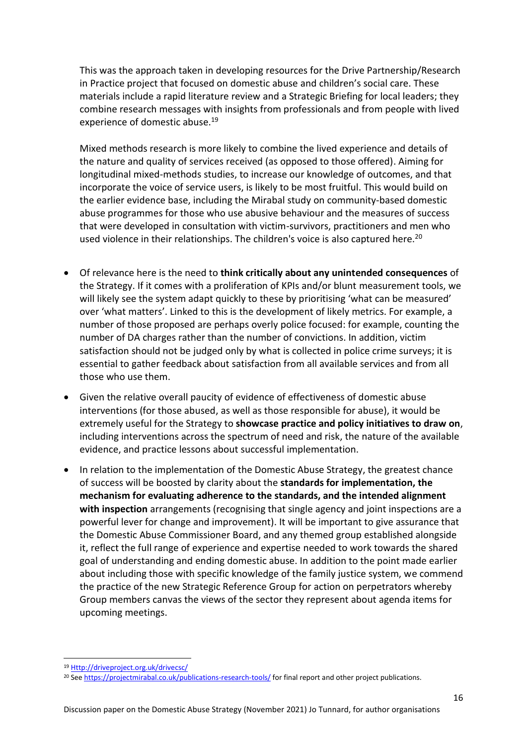This was the approach taken in developing resources for the Drive Partnership/Research in Practice project that focused on domestic abuse and children's social care. These materials include a rapid literature review and a Strategic Briefing for local leaders; they combine research messages with insights from professionals and from people with lived experience of domestic abuse.[19]

Mixed methods research is more likely to combine the lived experience and details of the nature and quality of services received (as opposed to those offered). Aiming for longitudinal mixed-methods studies, to increase our knowledge of outcomes, and that incorporate the voice of service users, is likely to be most fruitful. This would build on the earlier evidence base, including the Mirabal study on community-based domestic abuse programmes for those who use abusive behaviour and the measures of success that were developed in consultation with victim-survivors, practitioners and men who used violence in their relationships. The children's voice is also captured here.[20]

- Of relevance here is the need to **think critically about any unintended consequences** of the Strategy. If it comes with a proliferation of KPIs and/or blunt measurement tools, we will likely see the system adapt quickly to these by prioritising 'what can be measured' over 'what matters'. Linked to this is the development of likely metrics. For example, a number of those proposed are perhaps overly police focused: for example, counting the number of DA charges rather than the number of convictions. In addition, victim satisfaction should not be judged only by what is collected in police crime surveys; it is essential to gather feedback about satisfaction from all available services and from all those who use them.
- Given the relative overall paucity of evidence of effectiveness of domestic abuse interventions (for those abused, as well as those responsible for abuse), it would be extremely useful for the Strategy to **showcase practice and policy initiatives to draw on**, including interventions across the spectrum of need and risk, the nature of the available evidence, and practice lessons about successful implementation.
- In relation to the implementation of the Domestic Abuse Strategy, the greatest chance of success will be boosted by clarity about the **standards for implementation, the mechanism for evaluating adherence to the standards, and the intended alignment with inspection** arrangements (recognising that single agency and joint inspections are a powerful lever for change and improvement). It will be important to give assurance that the Domestic Abuse Commissioner Board, and any themed group established alongside it, reflect the full range of experience and expertise needed to work towards the shared goal of understanding and ending domestic abuse. In addition to the point made earlier about including those with specific knowledge of the family justice system, we commend the practice of the new Strategic Reference Group for action on perpetrators whereby Group members canvas the views of the sector they represent about agenda items for upcoming meetings.

---

[19] Http://driveproject.org.uk/drivecsc/

[20] See https://projectmirabal.co.uk/publications-research-tools/ for final report and other project publications.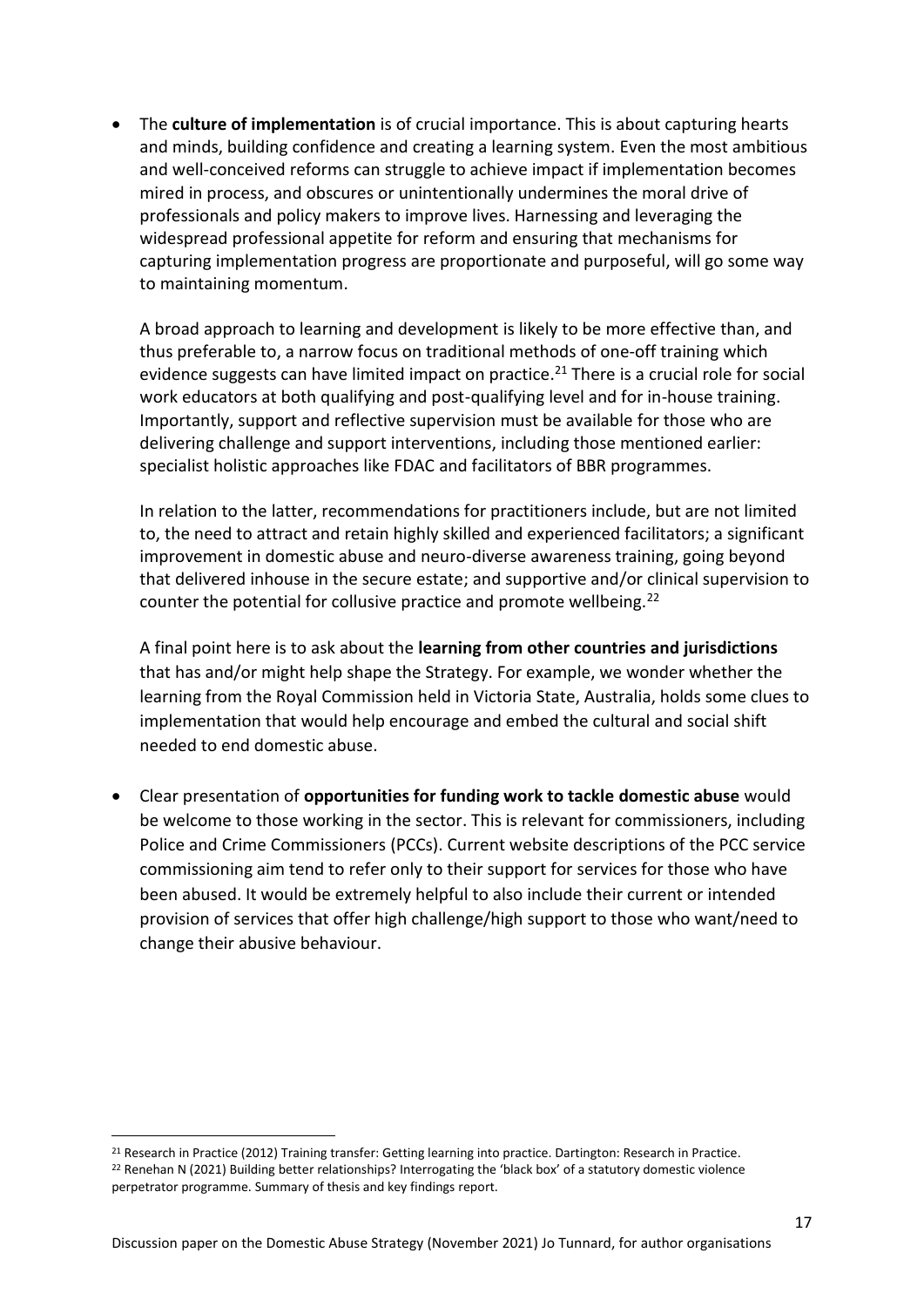- The **culture of implementation** is of crucial importance. This is about capturing hearts and minds, building confidence and creating a learning system. Even the most ambitious and well-conceived reforms can struggle to achieve impact if implementation becomes mired in process, and obscures or unintentionally undermines the moral drive of professionals and policy makers to improve lives. Harnessing and leveraging the widespread professional appetite for reform and ensuring that mechanisms for capturing implementation progress are proportionate and purposeful, will go some way to maintaining momentum.

  A broad approach to learning and development is likely to be more effective than, and thus preferable to, a narrow focus on traditional methods of one-off training which evidence suggests can have limited impact on practice.[21] There is a crucial role for social work educators at both qualifying and post-qualifying level and for in-house training. Importantly, support and reflective supervision must be available for those who are delivering challenge and support interventions, including those mentioned earlier: specialist holistic approaches like FDAC and facilitators of BBR programmes.

  In relation to the latter, recommendations for practitioners include, but are not limited to, the need to attract and retain highly skilled and experienced facilitators; a significant improvement in domestic abuse and neuro-diverse awareness training, going beyond that delivered inhouse in the secure estate; and supportive and/or clinical supervision to counter the potential for collusive practice and promote wellbeing.[22]

  A final point here is to ask about the **learning from other countries and jurisdictions** that has and/or might help shape the Strategy. For example, we wonder whether the learning from the Royal Commission held in Victoria State, Australia, holds some clues to implementation that would help encourage and embed the cultural and social shift needed to end domestic abuse.

- Clear presentation of **opportunities for funding work to tackle domestic abuse** would be welcome to those working in the sector. This is relevant for commissioners, including Police and Crime Commissioners (PCCs). Current website descriptions of the PCC service commissioning aim tend to refer only to their support for services for those who have been abused. It would be extremely helpful to also include their current or intended provision of services that offer high challenge/high support to those who want/need to change their abusive behaviour.

---

[21] Research in Practice (2012) Training transfer: Getting learning into practice. Dartington: Research in Practice.

[22] Renehan N (2021) Building better relationships? Interrogating the 'black box' of a statutory domestic violence perpetrator programme. Summary of thesis and key findings report.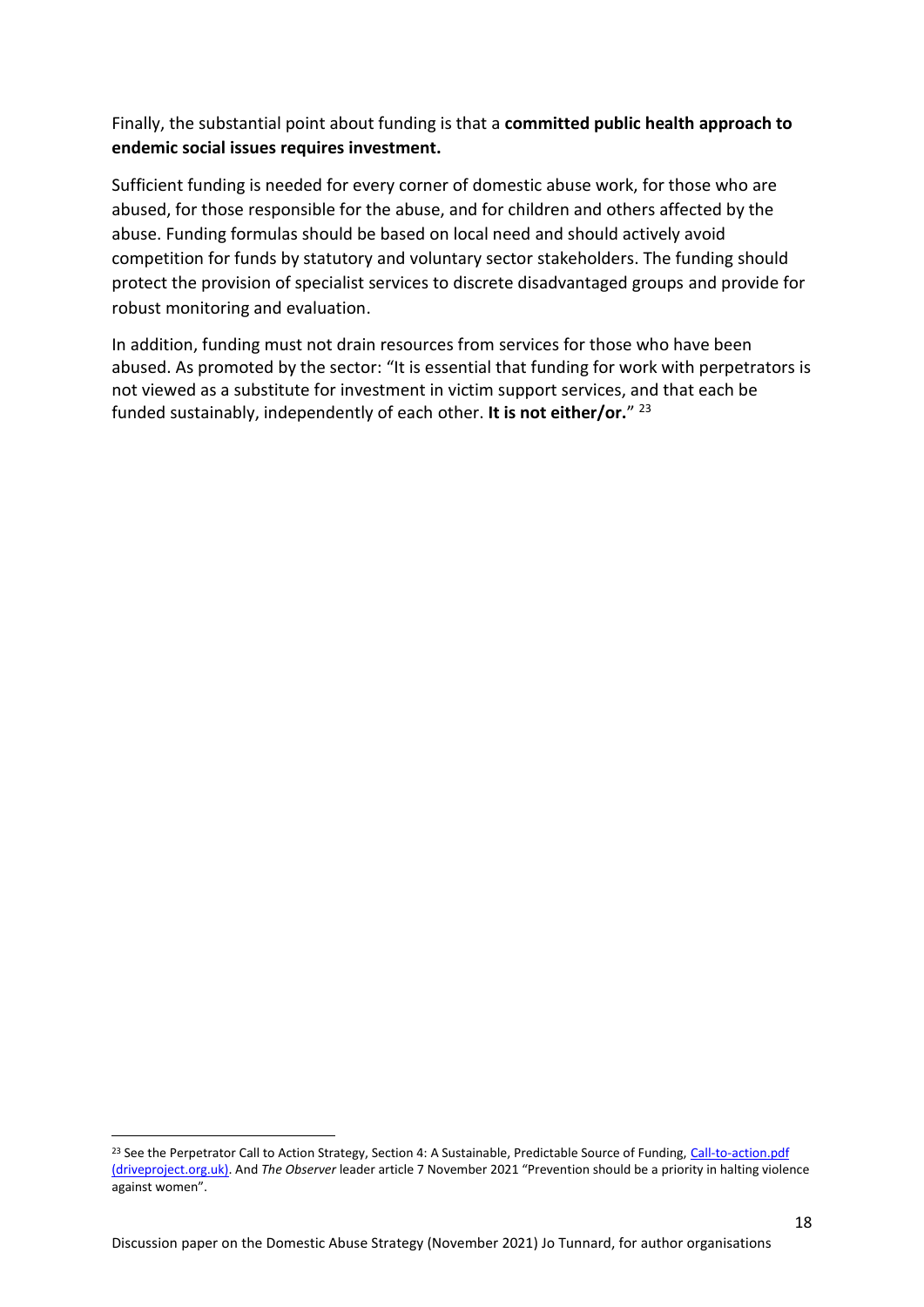Finally, the substantial point about funding is that a **committed public health approach to endemic social issues requires investment.**

Sufficient funding is needed for every corner of domestic abuse work, for those who are abused, for those responsible for the abuse, and for children and others affected by the abuse. Funding formulas should be based on local need and should actively avoid competition for funds by statutory and voluntary sector stakeholders. The funding should protect the provision of specialist services to discrete disadvantaged groups and provide for robust monitoring and evaluation.

In addition, funding must not drain resources from services for those who have been abused. As promoted by the sector: "It is essential that funding for work with perpetrators is not viewed as a substitute for investment in victim support services, and that each be funded sustainably, independently of each other. **It is not either/or.**" [23]

---

[23] See the Perpetrator Call to Action Strategy, Section 4: A Sustainable, Predictable Source of Funding, Call-to-action.pdf (driveproject.org.uk). And *The Observer* leader article 7 November 2021 "Prevention should be a priority in halting violence against women".

Discussion paper on the Domestic Abuse Strategy (November 2021) Jo Tunnard, for author organisations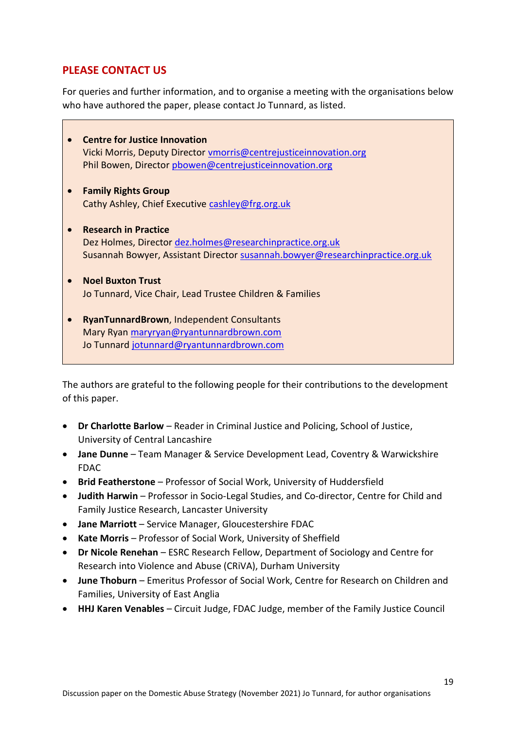## PLEASE CONTACT US

For queries and further information, and to organise a meeting with the organisations below who have authored the paper, please contact Jo Tunnard, as listed.

- **Centre for Justice Innovation**
  Vicki Morris, Deputy Director vmorris@centrejusticeinnovation.org
  Phil Bowen, Director pbowen@centrejusticeinnovation.org

- **Family Rights Group**
  Cathy Ashley, Chief Executive cashley@frg.org.uk

- **Research in Practice**
  Dez Holmes, Director dez.holmes@researchinpractice.org.uk
  Susannah Bowyer, Assistant Director susannah.bowyer@researchinpractice.org.uk

- **Noel Buxton Trust**
  Jo Tunnard, Vice Chair, Lead Trustee Children & Families

- **RyanTunnardBrown**, Independent Consultants
  Mary Ryan maryryan@ryantunnardbrown.com
  Jo Tunnard jotunnard@ryantunnardbrown.com

The authors are grateful to the following people for their contributions to the development of this paper.

- **Dr Charlotte Barlow** – Reader in Criminal Justice and Policing, School of Justice, University of Central Lancashire
- **Jane Dunne** – Team Manager & Service Development Lead, Coventry & Warwickshire FDAC
- **Brid Featherstone** – Professor of Social Work, University of Huddersfield
- **Judith Harwin** – Professor in Socio-Legal Studies, and Co-director, Centre for Child and Family Justice Research, Lancaster University
- **Jane Marriott** – Service Manager, Gloucestershire FDAC
- **Kate Morris** – Professor of Social Work, University of Sheffield
- **Dr Nicole Renehan** – ESRC Research Fellow, Department of Sociology and Centre for Research into Violence and Abuse (CRiVA), Durham University
- **June Thoburn** – Emeritus Professor of Social Work, Centre for Research on Children and Families, University of East Anglia
- **HHJ Karen Venables** – Circuit Judge, FDAC Judge, member of the Family Justice Council